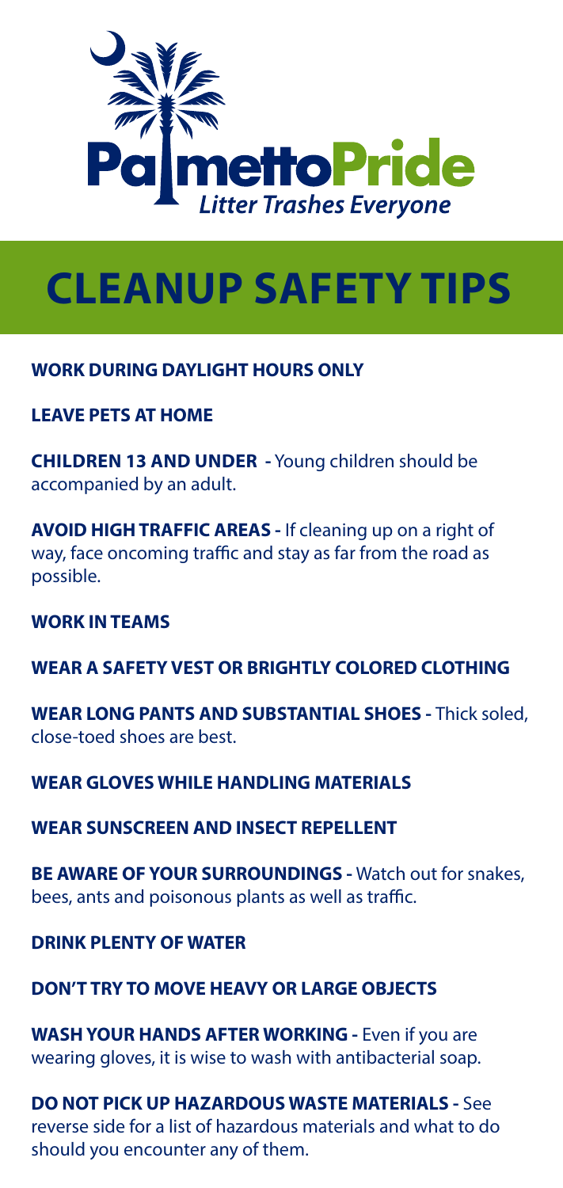PalmettoPride

*Litter Trashes Everyone*

# CLEANUP SAFETY TIPS

**WORK DURING DAYLIGHT HOURS ONLY**

**LEAVE PETS AT HOME**

**CHILDREN 13 AND UNDER -** Young children should be accompanied by an adult.

**AVOID HIGH TRAFFIC AREAS -** If cleaning up on a right of way, face oncoming traffic and stay as far from the road as possible.

**WORK IN TEAMS**

**WEAR A SAFETY VEST OR BRIGHTLY COLORED CLOTHING**

**WEAR LONG PANTS AND SUBSTANTIAL SHOES -** Thick soled, close-toed shoes are best.

**WEAR GLOVES WHILE HANDLING MATERIALS**

**WEAR SUNSCREEN AND INSECT REPELLENT**

**BE AWARE OF YOUR SURROUNDINGS -** Watch out for snakes, bees, ants and poisonous plants as well as traffic.

**DRINK PLENTY OF WATER**

**DON'T TRY TO MOVE HEAVY OR LARGE OBJECTS**

**WASH YOUR HANDS AFTER WORKING -** Even if you are wearing gloves, it is wise to wash with antibacterial soap.

**DO NOT PICK UP HAZARDOUS WASTE MATERIALS -** See reverse side for a list of hazardous materials and what to do should you encounter any of them.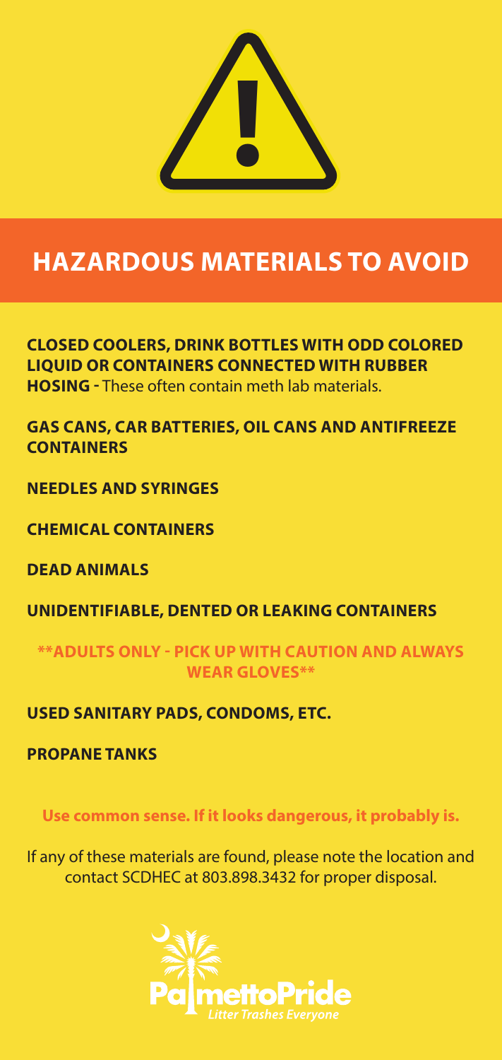# HAZARDOUS MATERIALS TO AVOID

**CLOSED COOLERS, DRINK BOTTLES WITH ODD COLORED LIQUID OR CONTAINERS CONNECTED WITH RUBBER HOSING -** These often contain meth lab materials.

**GAS CANS, CAR BATTERIES, OIL CANS AND ANTIFREEZE CONTAINERS**

**NEEDLES AND SYRINGES**

**CHEMICAL CONTAINERS**

**DEAD ANIMALS**

**UNIDENTIFIABLE, DENTED OR LEAKING CONTAINERS**

**\*\*ADULTS ONLY - PICK UP WITH CAUTION AND ALWAYS WEAR GLOVES\*\***

**USED SANITARY PADS, CONDOMS, ETC.**

**PROPANE TANKS**

**Use common sense. If it looks dangerous, it probably is.**

If any of these materials are found, please note the location and contact SCDHEC at 803.898.3432 for proper disposal.

PalmettoPride

*Litter Trashes Everyone*